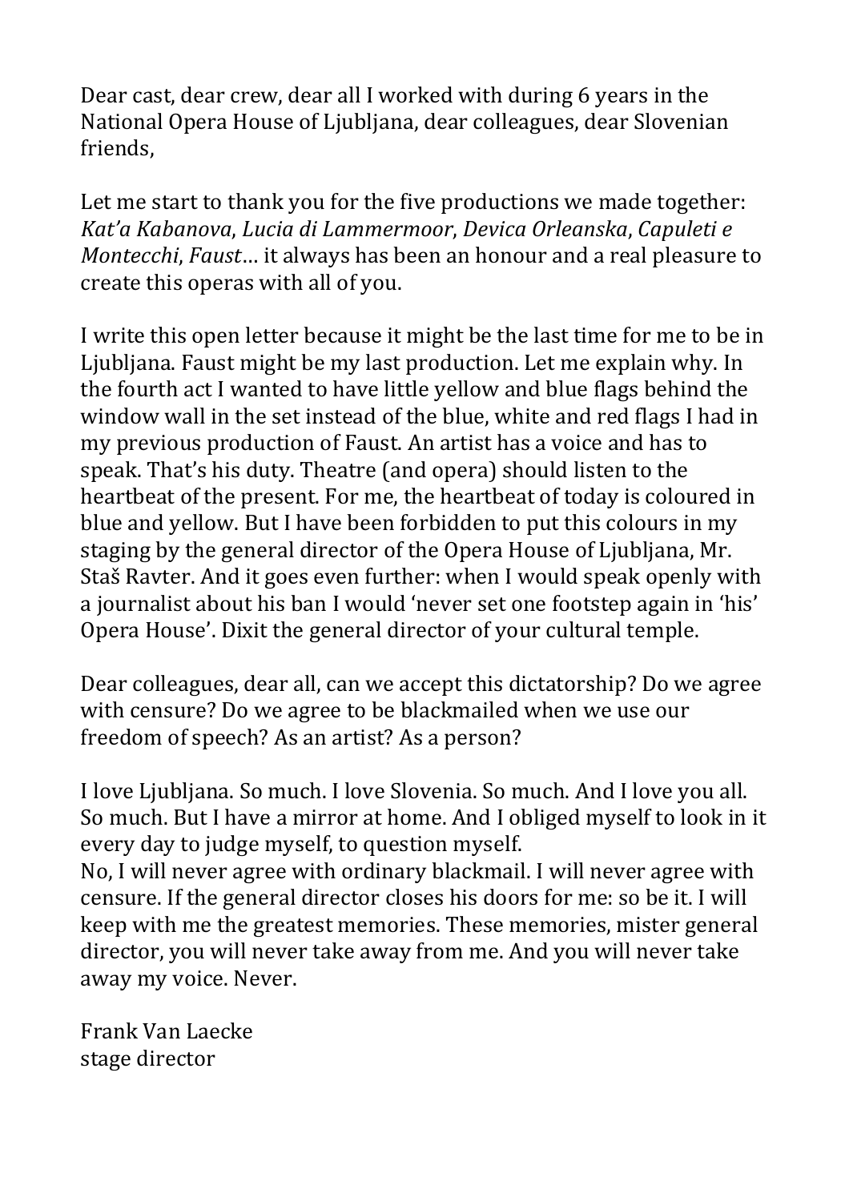Dear cast, dear crew, dear all I worked with during 6 years in the National Opera House of Ljubljana, dear colleagues, dear Slovenian friends,

Let me start to thank you for the five productions we made together: *Kat'a Kabanova*, *Lucia di Lammermoor*, *Devica Orleanska*, *Capuleti e Montecchi*, *Faust*… it always has been an honour and a real pleasure to create this operas with all of you.

I write this open letter because it might be the last time for me to be in Ljubljana. Faust might be my last production. Let me explain why. In the fourth act I wanted to have little yellow and blue flags behind the window wall in the set instead of the blue, white and red flags I had in my previous production of Faust. An artist has a voice and has to speak. That's his duty. Theatre (and opera) should listen to the heartbeat of the present. For me, the heartbeat of today is coloured in blue and yellow. But I have been forbidden to put this colours in my staging by the general director of the Opera House of Ljubljana, Mr. Staš Ravter. And it goes even further: when I would speak openly with a journalist about his ban I would 'never set one footstep again in 'his' Opera House'. Dixit the general director of your cultural temple.

Dear colleagues, dear all, can we accept this dictatorship? Do we agree with censure? Do we agree to be blackmailed when we use our freedom of speech? As an artist? As a person?

I love Ljubljana. So much. I love Slovenia. So much. And I love you all. So much. But I have a mirror at home. And I obliged myself to look in it every day to judge myself, to question myself.
No, I will never agree with ordinary blackmail. I will never agree with censure. If the general director closes his doors for me: so be it. I will keep with me the greatest memories. These memories, mister general director, you will never take away from me. And you will never take away my voice. Never.

Frank Van Laecke
stage director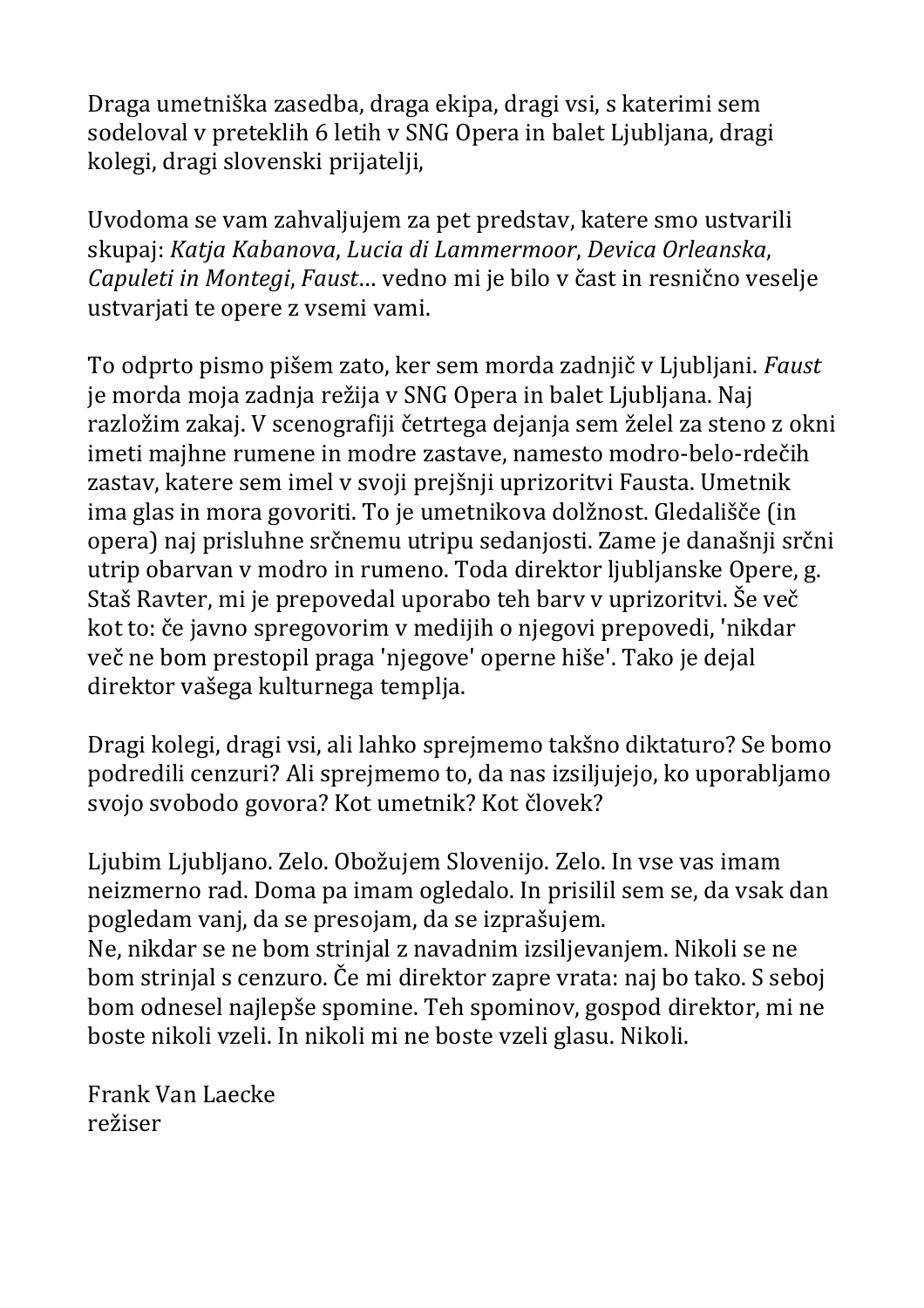Draga umetniška zasedba, draga ekipa, dragi vsi, s katerimi sem sodeloval v preteklih 6 letih v SNG Opera in balet Ljubljana, dragi kolegi, dragi slovenski prijatelji,

Uvodoma se vam zahvaljujem za pet predstav, katere smo ustvarili skupaj: *Katja Kabanova*, *Lucia di Lammermoor*, *Devica Orleanska*, *Capuleti in Montegi*, *Faust*… vedno mi je bilo v čast in resnično veselje ustvarjati te opere z vsemi vami.

To odprto pismo pišem zato, ker sem morda zadnjič v Ljubljani. *Faust* je morda moja zadnja režija v SNG Opera in balet Ljubljana. Naj razložim zakaj. V scenografiji četrtega dejanja sem želel za steno z okni imeti majhne rumene in modre zastave, namesto modro-belo-rdečih zastav, katere sem imel v svoji prejšnji uprizoritvi Fausta. Umetnik ima glas in mora govoriti. To je umetnikova dolžnost. Gledališče (in opera) naj prisluhne srčnemu utripu sedanjosti. Zame je današnji srčni utrip obarvan v modro in rumeno. Toda direktor ljubljanske Opere, g. Staš Ravter, mi je prepovedal uporabo teh barv v uprizoritvi. Še več kot to: če javno spregovorim v medijih o njegovi prepovedi, 'nikdar več ne bom prestopil praga 'njegove' operne hiše'. Tako je dejal direktor vašega kulturnega templja.

Dragi kolegi, dragi vsi, ali lahko sprejmemo takšno diktaturo? Se bomo podredili cenzuri? Ali sprejmemo to, da nas izsiljujejo, ko uporabljamo svojo svobodo govora? Kot umetnik? Kot človek?

Ljubim Ljubljano. Zelo. Obožujem Slovenijo. Zelo. In vse vas imam neizmerno rad. Doma pa imam ogledalo. In prisilil sem se, da vsak dan pogledam vanj, da se presojam, da se izprašujem.
Ne, nikdar se ne bom strinjal z navadnim izsiljevanjem. Nikoli se ne bom strinjal s cenzuro. Če mi direktor zapre vrata: naj bo tako. S seboj bom odnesel najlepše spomine. Teh spominov, gospod direktor, mi ne boste nikoli vzeli. In nikoli mi ne boste vzeli glasu. Nikoli.

Frank Van Laecke
režiser